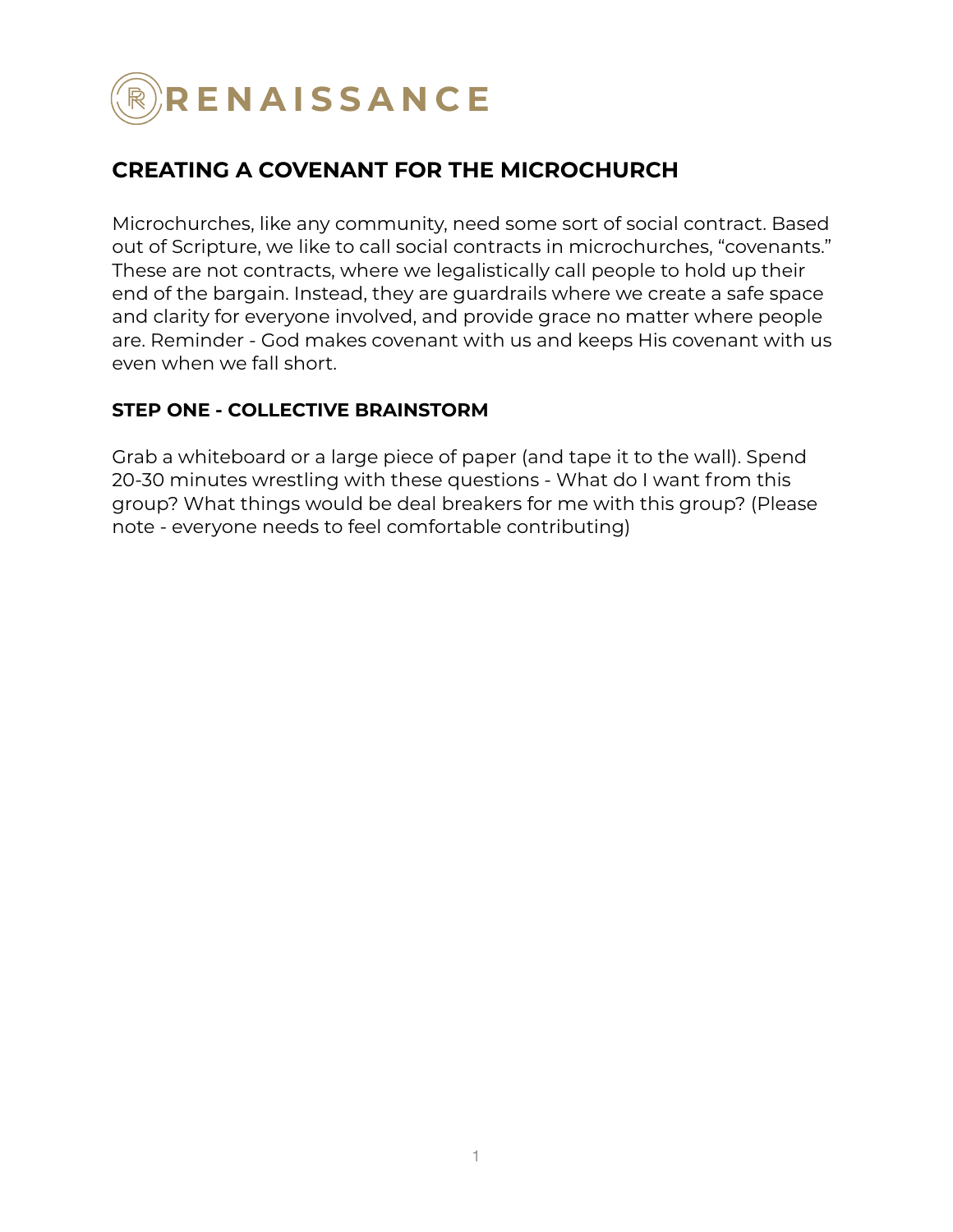RENAISSANCE

## CREATING A COVENANT FOR THE MICROCHURCH

Microchurches, like any community, need some sort of social contract. Based out of Scripture, we like to call social contracts in microchurches, "covenants." These are not contracts, where we legalistically call people to hold up their end of the bargain. Instead, they are guardrails where we create a safe space and clarity for everyone involved, and provide grace no matter where people are. Reminder - God makes covenant with us and keeps His covenant with us even when we fall short.

### STEP ONE - COLLECTIVE BRAINSTORM

Grab a whiteboard or a large piece of paper (and tape it to the wall). Spend 20-30 minutes wrestling with these questions - What do I want from this group? What things would be deal breakers for me with this group? (Please note - everyone needs to feel comfortable contributing)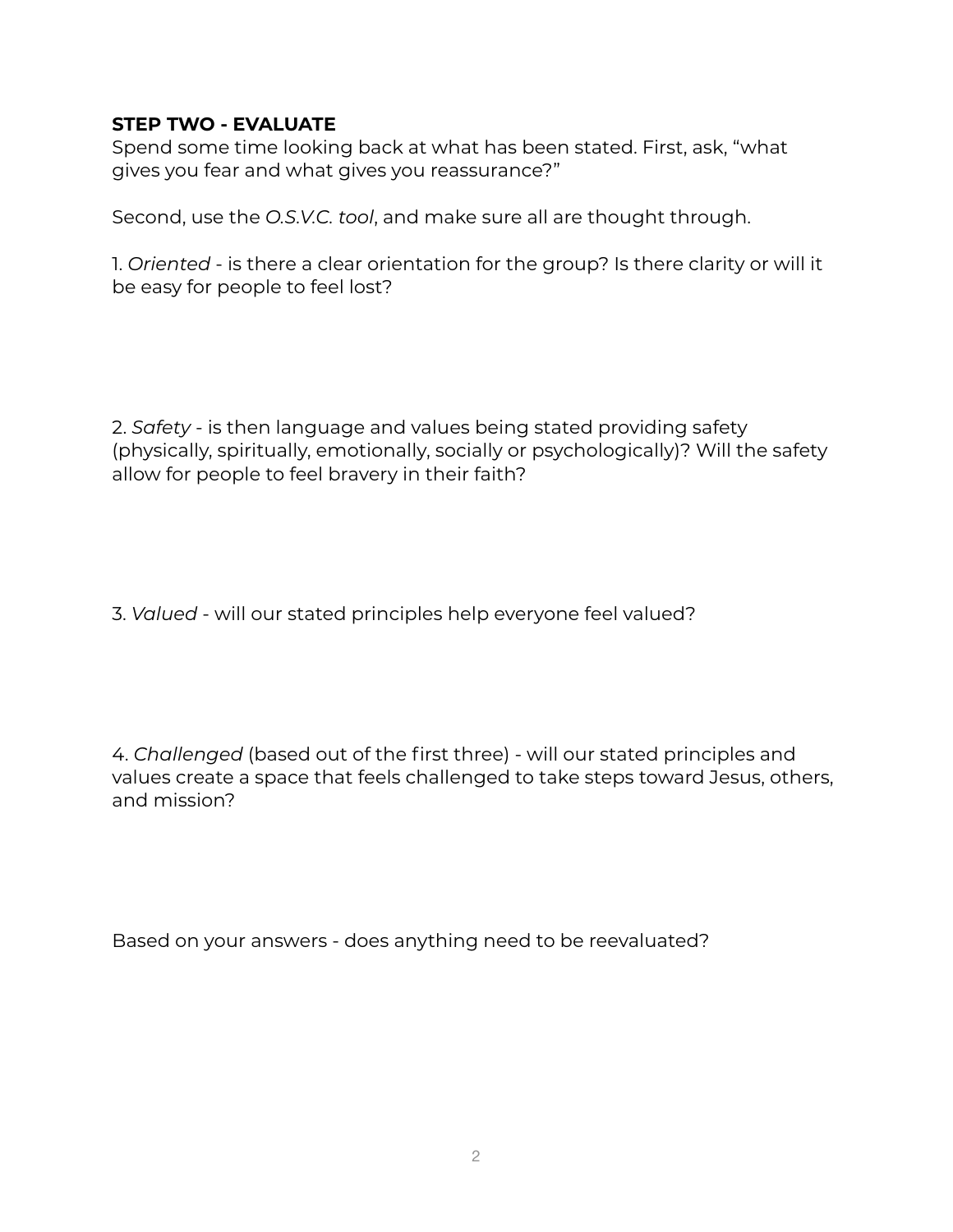**STEP TWO - EVALUATE**
Spend some time looking back at what has been stated. First, ask, "what gives you fear and what gives you reassurance?"

Second, use the *O.S.V.C. tool*, and make sure all are thought through.

1. *Oriented* - is there a clear orientation for the group? Is there clarity or will it be easy for people to feel lost?

2. *Safety* - is then language and values being stated providing safety (physically, spiritually, emotionally, socially or psychologically)? Will the safety allow for people to feel bravery in their faith?

3. *Valued* - will our stated principles help everyone feel valued?

4. *Challenged* (based out of the first three) - will our stated principles and values create a space that feels challenged to take steps toward Jesus, others, and mission?

Based on your answers - does anything need to be reevaluated?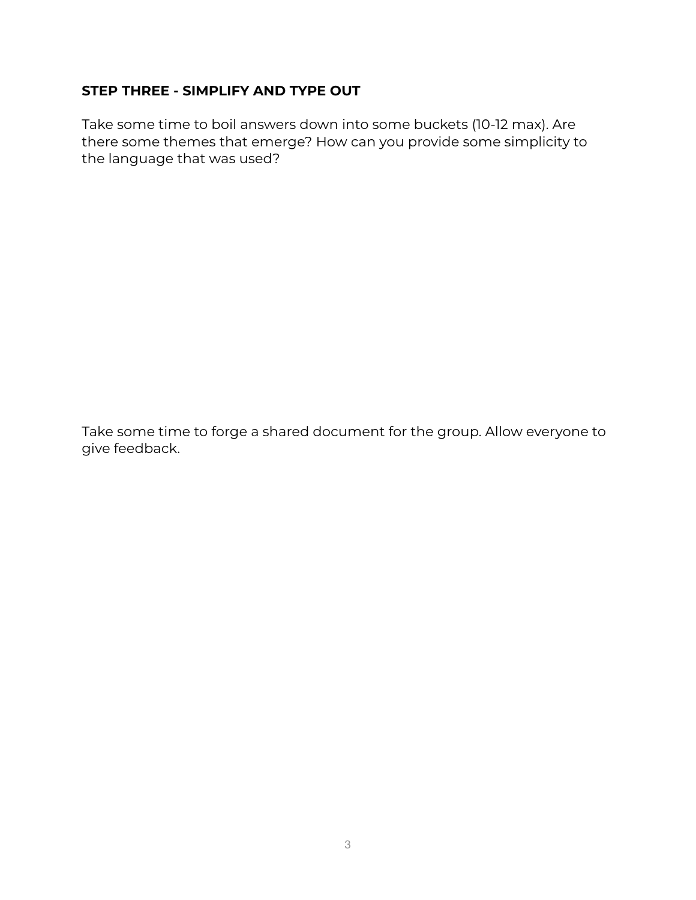## STEP THREE - SIMPLIFY AND TYPE OUT

Take some time to boil answers down into some buckets (10-12 max). Are there some themes that emerge? How can you provide some simplicity to the language that was used?

Take some time to forge a shared document for the group. Allow everyone to give feedback.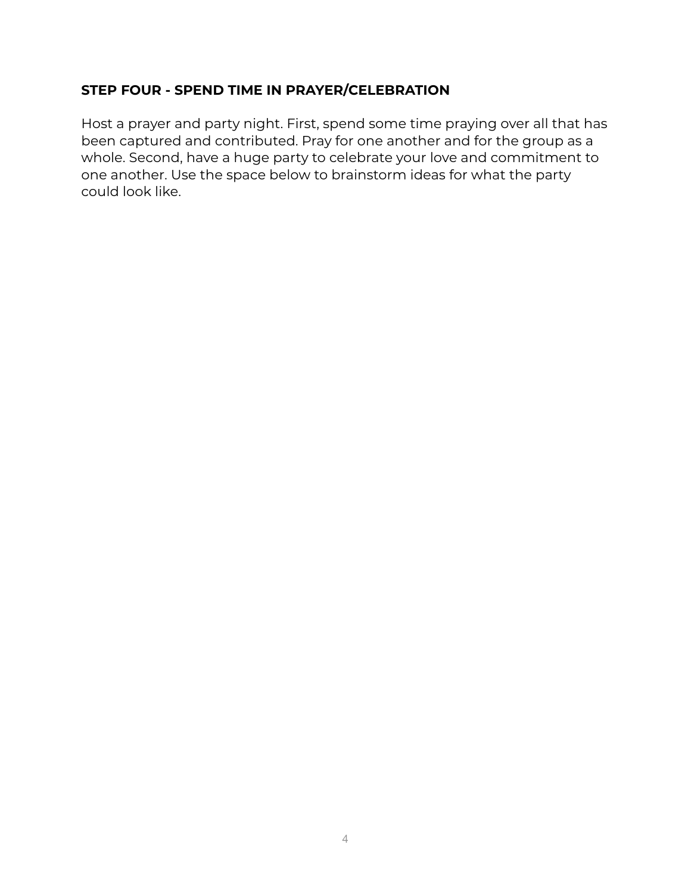### STEP FOUR - SPEND TIME IN PRAYER/CELEBRATION

Host a prayer and party night. First, spend some time praying over all that has been captured and contributed. Pray for one another and for the group as a whole. Second, have a huge party to celebrate your love and commitment to one another. Use the space below to brainstorm ideas for what the party could look like.